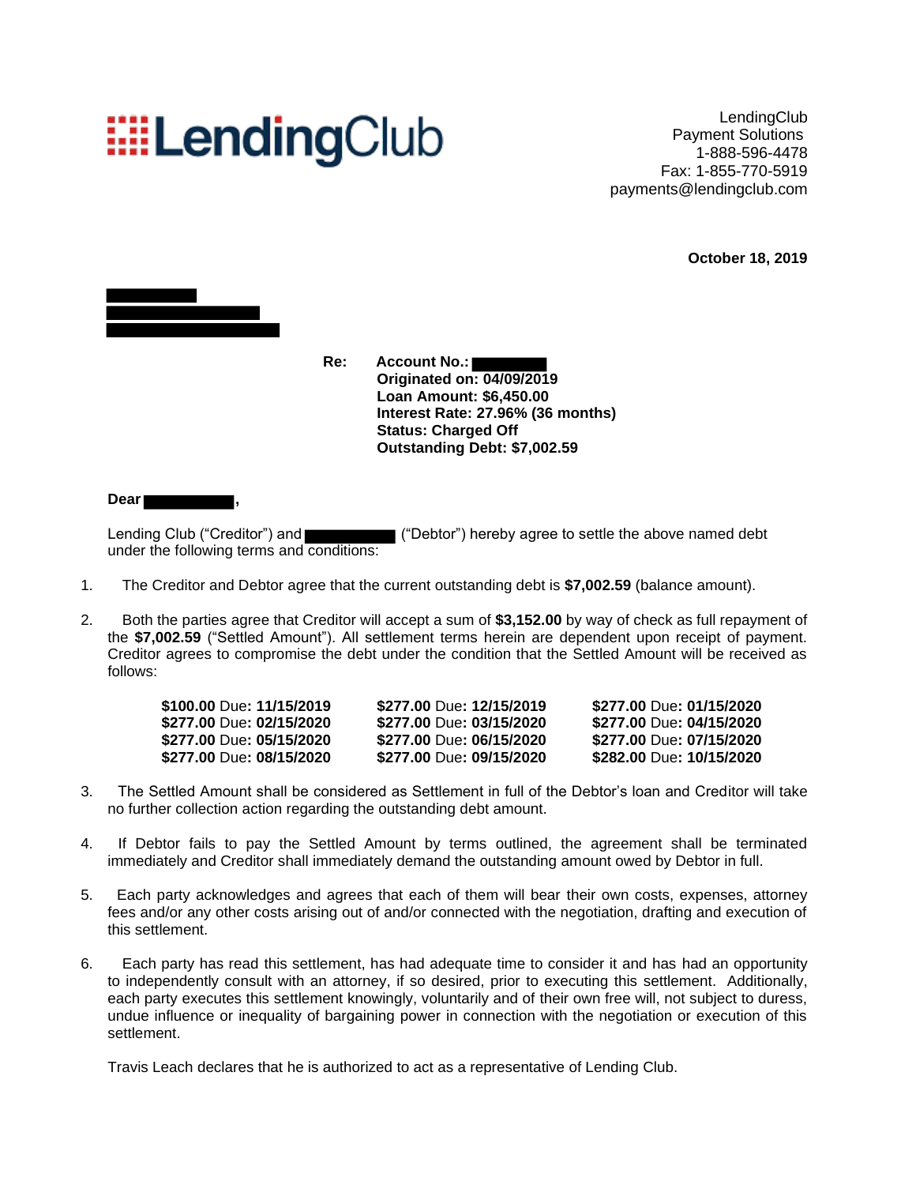LendingClub

LendingClub
Payment Solutions
1-888-596-4478
Fax: 1-855-770-5919
payments@lendingclub.com

**October 18, 2019**

Re: **Account No.:**
**Originated on: 04/09/2019**
**Loan Amount: $6,450.00**
**Interest Rate: 27.96% (36 months)**
**Status: Charged Off**
**Outstanding Debt: $7,002.59**

**Dear ,**

Lending Club ("Creditor") and ("Debtor") hereby agree to settle the above named debt under the following terms and conditions:

1. The Creditor and Debtor agree that the current outstanding debt is **$7,002.59** (balance amount).

2. Both the parties agree that Creditor will accept a sum of **$3,152.00** by way of check as full repayment of the **$7,002.59** ("Settled Amount"). All settlement terms herein are dependent upon receipt of payment. Creditor agrees to compromise the debt under the condition that the Settled Amount will be received as follows:

| | | |
|---|---|---|
| **$100.00** Due**: 11/15/2019** | **$277.00** Due**: 12/15/2019** | **$277.00** Due**: 01/15/2020** |
| **$277.00** Due**: 02/15/2020** | **$277.00** Due**: 03/15/2020** | **$277.00** Due**: 04/15/2020** |
| **$277.00** Due**: 05/15/2020** | **$277.00** Due**: 06/15/2020** | **$277.00** Due**: 07/15/2020** |
| **$277.00** Due**: 08/15/2020** | **$277.00** Due**: 09/15/2020** | **$282.00** Due**: 10/15/2020** |

3. The Settled Amount shall be considered as Settlement in full of the Debtor's loan and Creditor will take no further collection action regarding the outstanding debt amount.

4. If Debtor fails to pay the Settled Amount by terms outlined, the agreement shall be terminated immediately and Creditor shall immediately demand the outstanding amount owed by Debtor in full.

5. Each party acknowledges and agrees that each of them will bear their own costs, expenses, attorney fees and/or any other costs arising out of and/or connected with the negotiation, drafting and execution of this settlement.

6. Each party has read this settlement, has had adequate time to consider it and has had an opportunity to independently consult with an attorney, if so desired, prior to executing this settlement. Additionally, each party executes this settlement knowingly, voluntarily and of their own free will, not subject to duress, undue influence or inequality of bargaining power in connection with the negotiation or execution of this settlement.

Travis Leach declares that he is authorized to act as a representative of Lending Club.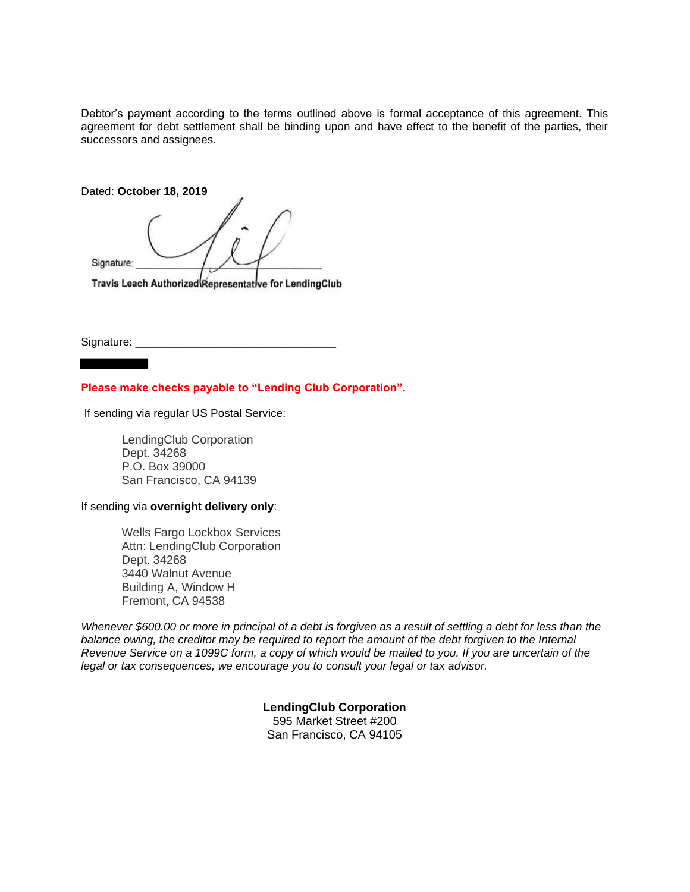Debtor's payment according to the terms outlined above is formal acceptance of this agreement. This agreement for debt settlement shall be binding upon and have effect to the benefit of the parties, their successors and assignees.

Dated: **October 18, 2019**

Signature: ______________________________

**Travis Leach Authorized Representative for LendingClub**

Signature: ______________________________

**Please make checks payable to "Lending Club Corporation".**

If sending via regular US Postal Service:

LendingClub Corporation
Dept. 34268
P.O. Box 39000
San Francisco, CA 94139

If sending via **overnight delivery only**:

Wells Fargo Lockbox Services
Attn: LendingClub Corporation
Dept. 34268
3440 Walnut Avenue
Building A, Window H
Fremont, CA 94538

*Whenever $600.00 or more in principal of a debt is forgiven as a result of settling a debt for less than the balance owing, the creditor may be required to report the amount of the debt forgiven to the Internal Revenue Service on a 1099C form, a copy of which would be mailed to you. If you are uncertain of the legal or tax consequences, we encourage you to consult your legal or tax advisor.*

**LendingClub Corporation**
595 Market Street #200
San Francisco, CA 94105